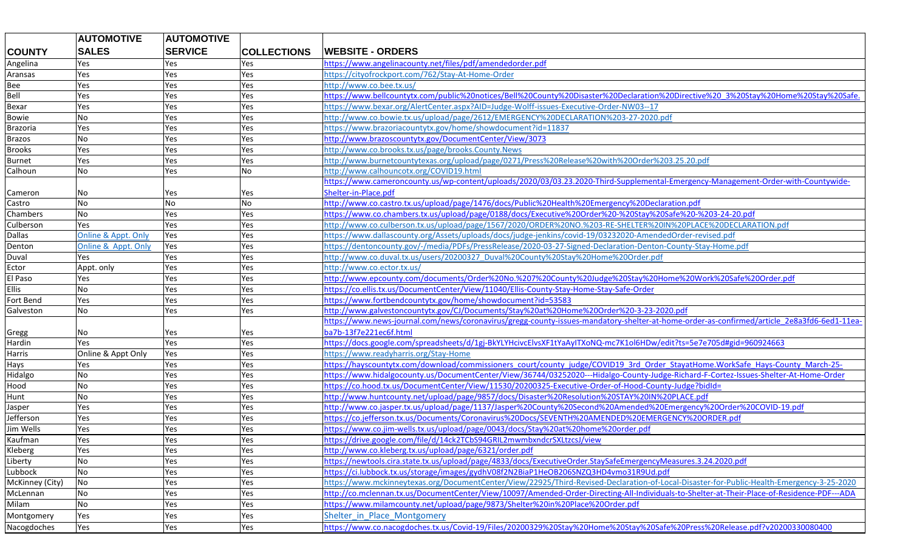| COUNTY | AUTOMOTIVE SALES | AUTOMOTIVE SERVICE | COLLECTIONS | WEBSITE - ORDERS |
|---|---|---|---|---|
| Angelina | Yes | Yes | Yes | https://www.angelinacounty.net/files/pdf/amendedorder.pdf |
| Aransas | Yes | Yes | Yes | https://cityofrockport.com/762/Stay-At-Home-Order |
| Bee | Yes | Yes | Yes | http://www.co.bee.tx.us/ |
| Bell | Yes | Yes | Yes | https://www.bellcountytx.com/public%20notices/Bell%20County%20Disaster%20Declaration%20Directive%20_3%20Stay%20Home%20Stay%20Safe. |
| Bexar | Yes | Yes | Yes | https://www.bexar.org/AlertCenter.aspx?AID=Judge-Wolff-issues-Executive-Order-NW03--17 |
| Bowie | No | Yes | Yes | http://www.co.bowie.tx.us/upload/page/2612/EMERGENCY%20DECLARATION%203-27-2020.pdf |
| Brazoria | Yes | Yes | Yes | https://www.brazoriacountytx.gov/home/showdocument?id=11837 |
| Brazos | No | Yes | Yes | http://www.brazoscountytx.gov/DocumentCenter/View/3073 |
| Brooks | Yes | Yes | Yes | http://www.co.brooks.tx.us/page/brooks.County.News |
| Burnet | Yes | Yes | Yes | http://www.burnetcountytexas.org/upload/page/0271/Press%20Release%20with%20Order%203.25.20.pdf |
| Calhoun | No | Yes | No | http://www.calhouncotx.org/COVID19.html |
| Cameron | No | Yes | Yes | https://www.cameroncounty.us/wp-content/uploads/2020/03/03.23.2020-Third-Supplemental-Emergency-Management-Order-with-Countywide-Shelter-in-Place.pdf |
| Castro | No | No | No | http://www.co.castro.tx.us/upload/page/1476/docs/Public%20Health%20Emergency%20Declaration.pdf |
| Chambers | No | Yes | Yes | https://www.co.chambers.tx.us/upload/page/0188/docs/Executive%20Order%20-%20Stay%20Safe%20-%203-24-20.pdf |
| Culberson | Yes | Yes | Yes | http://www.co.culberson.tx.us/upload/page/1567/2020/ORDER%20NO.%203-RE-SHELTER%20IN%20PLACE%20DECLARATION.pdf |
| Dallas | Online & Appt. Only | Yes | Yes | https://www.dallascounty.org/Assets/uploads/docs/judge-jenkins/covid-19/03232020-AmendedOrder-revised.pdf |
| Denton | Online & Appt. Only | Yes | Yes | https://dentoncounty.gov/-/media/PDFs/PressRelease/2020-03-27-Signed-Declaration-Denton-County-Stay-Home.pdf |
| Duval | Yes | Yes | Yes | http://www.co.duval.tx.us/users/20200327_Duval%20County%20Stay%20Home%20Order.pdf |
| Ector | Appt. only | Yes | Yes | http://www.co.ector.tx.us/ |
| El Paso | Yes | Yes | Yes | http://www.epcounty.com/documents/Order%20No.%207%20County%20Judge%20Stay%20Home%20Work%20Safe%20Order.pdf |
| Ellis | No | Yes | Yes | https://co.ellis.tx.us/DocumentCenter/View/11040/Ellis-County-Stay-Home-Stay-Safe-Order |
| Fort Bend | Yes | Yes | Yes | https://www.fortbendcountytx.gov/home/showdocument?id=53583 |
| Galveston | No | Yes | Yes | http://www.galvestoncountytx.gov/CJ/Documents/Stay%20at%20Home%20Order%20-3-23-2020.pdf |
| Gregg | No | Yes | Yes | https://www.news-journal.com/news/coronavirus/gregg-county-issues-mandatory-shelter-at-home-order-as-confirmed/article_2e8a3fd6-6ed1-11ea-ba7b-13f7e221ec6f.html |
| Hardin | Yes | Yes | Yes | https://docs.google.com/spreadsheets/d/1gj-BkYLYHcivcElvsXF1tYaAyITXoNQ-mc7K1ol6HDw/edit?ts=5e7e705d#gid=960924663 |
| Harris | Online & Appt Only | Yes | Yes | https://www.readyharris.org/Stay-Home |
| Hays | Yes | Yes | Yes | https://hayscountytx.com/download/commissioners_court/county_judge/COVID19_3rd_Order_StayatHome.WorkSafe_Hays-County_March-25- |
| Hidalgo | No | Yes | Yes | https://www.hidalgocounty.us/DocumentCenter/View/36744/03252020---Hidalgo-County-Judge-Richard-F-Cortez-Issues-Shelter-At-Home-Order |
| Hood | No | Yes | Yes | https://co.hood.tx.us/DocumentCenter/View/11530/20200325-Executive-Order-of-Hood-County-Judge?bidId= |
| Hunt | No | Yes | Yes | http://www.huntcounty.net/upload/page/9857/docs/Disaster%20Resolution%20STAY%20IN%20PLACE.pdf |
| Jasper | Yes | Yes | Yes | http://www.co.jasper.tx.us/upload/page/1137/Jasper%20County%20Second%20Amended%20Emergency%20Order%20COVID-19.pdf |
| Jefferson | Yes | Yes | Yes | https://co.jefferson.tx.us/Documents/Coronavirus%20Docs/SEVENTH%20AMENDED%20EMERGENCY%20ORDER.pdf |
| Jim Wells | Yes | Yes | Yes | https://www.co.jim-wells.tx.us/upload/page/0043/docs/Stay%20at%20home%20order.pdf |
| Kaufman | Yes | Yes | Yes | https://drive.google.com/file/d/14ck2TCbS94GRIL2mwmbxndcrSXLtzcsJ/view |
| Kleberg | Yes | Yes | Yes | http://www.co.kleberg.tx.us/upload/page/6321/order.pdf |
| Liberty | No | Yes | Yes | https://newtools.cira.state.tx.us/upload/page/4833/docs/ExecutiveOrder.StaySafeEmergencyMeasures.3.24.2020.pdf |
| Lubbock | No | Yes | Yes | https://ci.lubbock.tx.us/storage/images/gydhV08f2N2BiaP1HeOB206SNZQ3HD4vmo31R9Ud.pdf |
| McKinney (City) | No | Yes | Yes | https://www.mckinneytexas.org/DocumentCenter/View/22925/Third-Revised-Declaration-of-Local-Disaster-for-Public-Health-Emergency-3-25-2020 |
| McLennan | No | Yes | Yes | http://co.mclennan.tx.us/DocumentCenter/View/10097/Amended-Order-Directing-All-Individuals-to-Shelter-at-Their-Place-of-Residence-PDF---ADA |
| Milam | No | Yes | Yes | https://www.milamcounty.net/upload/page/9873/Shelter%20in%20Place%20Order.pdf |
| Montgomery | Yes | Yes | Yes | Shelter_in_Place_Montgomery |
| Nacogdoches | Yes | Yes | Yes | https://www.co.nacogdoches.tx.us/Covid-19/Files/20200329%20Stay%20Home%20Stay%20Safe%20Press%20Release.pdf?v20200330080400 |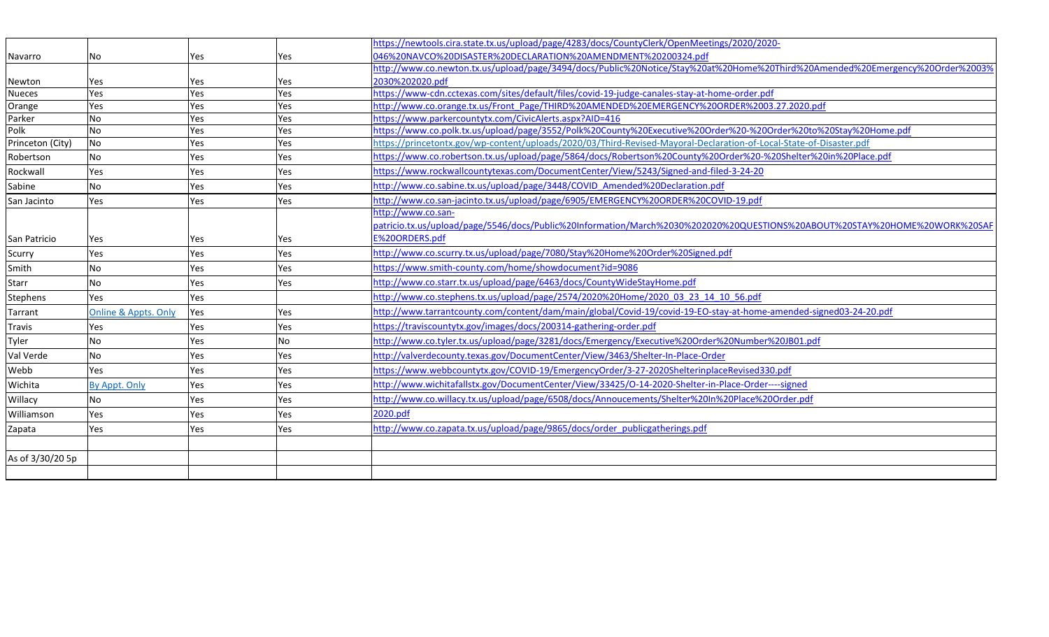| | | | | |
|---|---|---|---|---|
| Navarro | No | Yes | Yes | https://newtools.cira.state.tx.us/upload/page/4283/docs/CountyClerk/OpenMeetings/2020/2020-046%20NAVCO%20DISASTER%20DECLARATION%20AMENDMENT%20200324.pdf |
| Newton | Yes | Yes | Yes | http://www.co.newton.tx.us/upload/page/3494/docs/Public%20Notice/Stay%20at%20Home%20Third%20Amended%20Emergency%20Order%2003%2030%202020.pdf |
| Nueces | Yes | Yes | Yes | https://www-cdn.cctexas.com/sites/default/files/covid-19-judge-canales-stay-at-home-order.pdf |
| Orange | Yes | Yes | Yes | http://www.co.orange.tx.us/Front_Page/THIRD%20AMENDED%20EMERGENCY%20ORDER%2003.27.2020.pdf |
| Parker | No | Yes | Yes | https://www.parkercountytx.com/CivicAlerts.aspx?AID=416 |
| Polk | No | Yes | Yes | https://www.co.polk.tx.us/upload/page/3552/Polk%20County%20Executive%20Order%20-%20Order%20to%20Stay%20Home.pdf |
| Princeton (City) | No | Yes | Yes | https://princetontx.gov/wp-content/uploads/2020/03/Third-Revised-Mayoral-Declaration-of-Local-State-of-Disaster.pdf |
| Robertson | No | Yes | Yes | https://www.co.robertson.tx.us/upload/page/5864/docs/Robertson%20County%20Order%20-%20Shelter%20in%20Place.pdf |
| Rockwall | Yes | Yes | Yes | https://www.rockwallcountytexas.com/DocumentCenter/View/5243/Signed-and-filed-3-24-20 |
| Sabine | No | Yes | Yes | http://www.co.sabine.tx.us/upload/page/3448/COVID_Amended%20Declaration.pdf |
| San Jacinto | Yes | Yes | Yes | http://www.co.san-jacinto.tx.us/upload/page/6905/EMERGENCY%20ORDER%20COVID-19.pdf |
| San Patricio | Yes | Yes | Yes | http://www.co.san-patricio.tx.us/upload/page/5546/docs/Public%20Information/March%2030%202020%20QUESTIONS%20ABOUT%20STAY%20HOME%20WORK%20SAFE%20ORDERS.pdf |
| Scurry | Yes | Yes | Yes | http://www.co.scurry.tx.us/upload/page/7080/Stay%20Home%20Order%20Signed.pdf |
| Smith | No | Yes | Yes | https://www.smith-county.com/home/showdocument?id=9086 |
| Starr | No | Yes | Yes | http://www.co.starr.tx.us/upload/page/6463/docs/CountyWideStayHome.pdf |
| Stephens | Yes | Yes | | http://www.co.stephens.tx.us/upload/page/2574/2020%20Home/2020_03_23_14_10_56.pdf |
| Tarrant | Online & Appts. Only | Yes | Yes | http://www.tarrantcounty.com/content/dam/main/global/Covid-19/covid-19-EO-stay-at-home-amended-signed03-24-20.pdf |
| Travis | Yes | Yes | Yes | https://traviscountytx.gov/images/docs/200314-gathering-order.pdf |
| Tyler | No | Yes | No | http://www.co.tyler.tx.us/upload/page/3281/docs/Emergency/Executive%20Order%20Number%20JB01.pdf |
| Val Verde | No | Yes | Yes | http://valverdecounty.texas.gov/DocumentCenter/View/3463/Shelter-In-Place-Order |
| Webb | Yes | Yes | Yes | https://www.webbcountytx.gov/COVID-19/EmergencyOrder/3-27-2020ShelterinplaceRevised330.pdf |
| Wichita | By Appt. Only | Yes | Yes | http://www.wichitafallstx.gov/DocumentCenter/View/33425/O-14-2020-Shelter-in-Place-Order----signed |
| Willacy | No | Yes | Yes | http://www.co.willacy.tx.us/upload/page/6508/docs/Annoucements/Shelter%20In%20Place%20Order.pdf |
| Williamson | Yes | Yes | Yes | 2020.pdf |
| Zapata | Yes | Yes | Yes | http://www.co.zapata.tx.us/upload/page/9865/docs/order_publicgatherings.pdf |
| | | | | |
| As of 3/30/20 5p | | | | |
| | | | | |